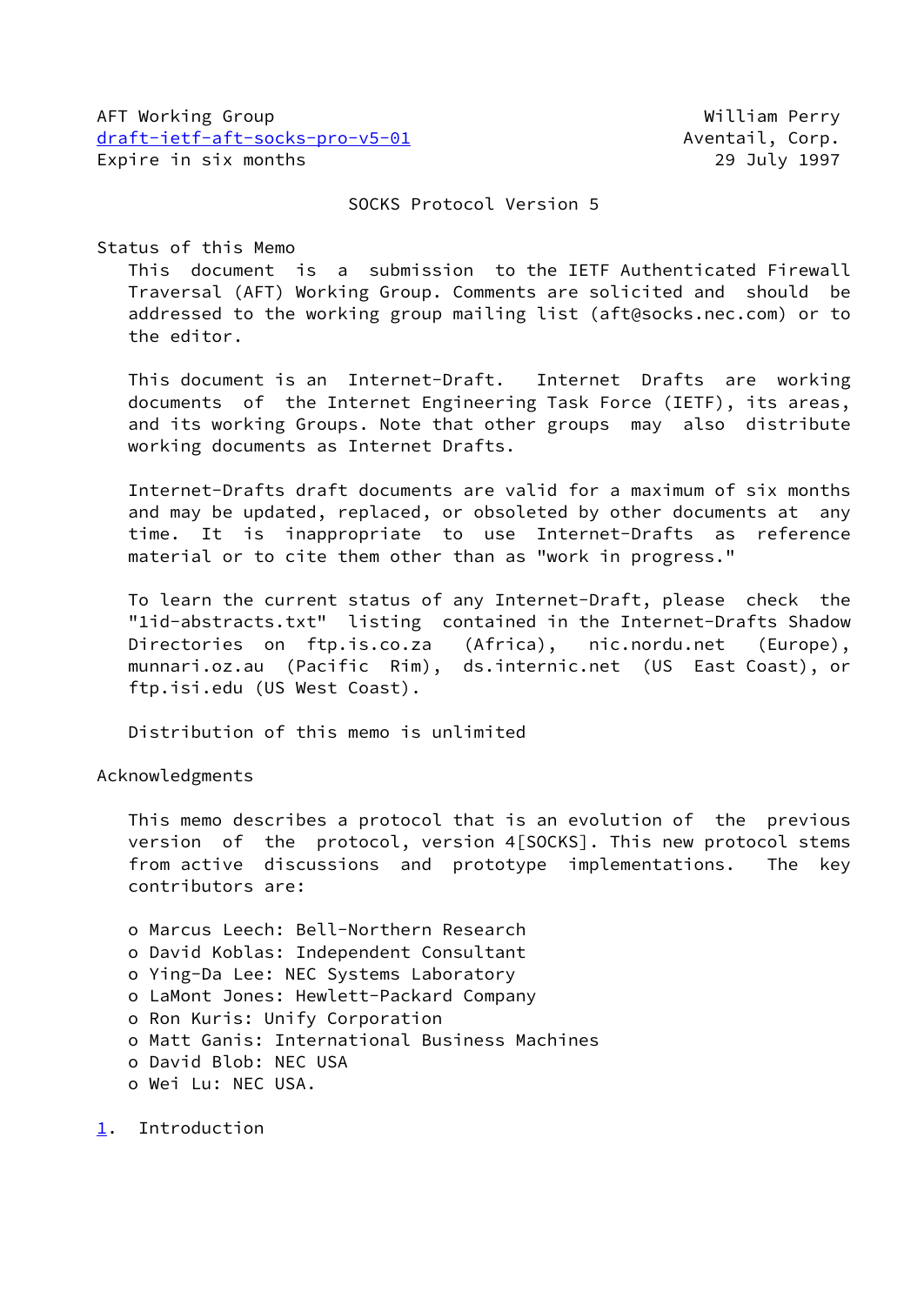AFT Working Group William Perry
draft-ietf-aft-socks-pro-v5-01 Aventail, Corp.
Expire in six months 29 July 1997

# SOCKS Protocol Version 5

## Status of this Memo

This document is a submission to the IETF Authenticated Firewall Traversal (AFT) Working Group. Comments are solicited and should be addressed to the working group mailing list (aft@socks.nec.com) or to the editor.

This document is an Internet-Draft. Internet Drafts are working documents of the Internet Engineering Task Force (IETF), its areas, and its working Groups. Note that other groups may also distribute working documents as Internet Drafts.

Internet-Drafts draft documents are valid for a maximum of six months and may be updated, replaced, or obsoleted by other documents at any time. It is inappropriate to use Internet-Drafts as reference material or to cite them other than as "work in progress."

To learn the current status of any Internet-Draft, please check the "1id-abstracts.txt" listing contained in the Internet-Drafts Shadow Directories on ftp.is.co.za (Africa), nic.nordu.net (Europe), munnari.oz.au (Pacific Rim), ds.internic.net (US East Coast), or ftp.isi.edu (US West Coast).

Distribution of this memo is unlimited

## Acknowledgments

This memo describes a protocol that is an evolution of the previous version of the protocol, version 4[SOCKS]. This new protocol stems from active discussions and prototype implementations. The key contributors are:

- o Marcus Leech: Bell-Northern Research
- o David Koblas: Independent Consultant
- o Ying-Da Lee: NEC Systems Laboratory
- o LaMont Jones: Hewlett-Packard Company
- o Ron Kuris: Unify Corporation
- o Matt Ganis: International Business Machines
- o David Blob: NEC USA
- o Wei Lu: NEC USA.

## 1. Introduction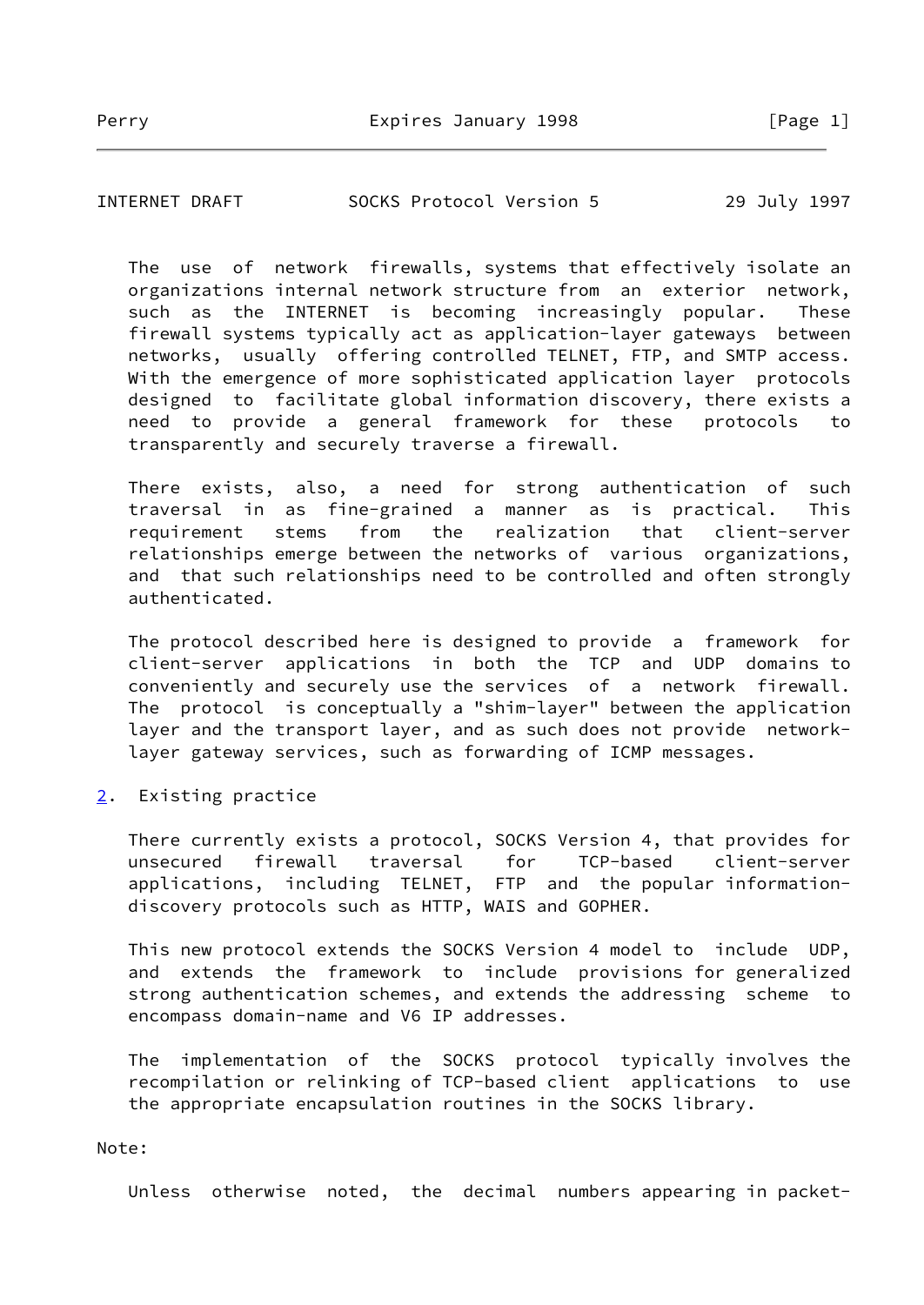The use of network firewalls, systems that effectively isolate an organizations internal network structure from an exterior network, such as the INTERNET is becoming increasingly popular. These firewall systems typically act as application-layer gateways between networks, usually offering controlled TELNET, FTP, and SMTP access. With the emergence of more sophisticated application layer protocols designed to facilitate global information discovery, there exists a need to provide a general framework for these protocols to transparently and securely traverse a firewall.

There exists, also, a need for strong authentication of such traversal in as fine-grained a manner as is practical. This requirement stems from the realization that client-server relationships emerge between the networks of various organizations, and that such relationships need to be controlled and often strongly authenticated.

The protocol described here is designed to provide a framework for client-server applications in both the TCP and UDP domains to conveniently and securely use the services of a network firewall. The protocol is conceptually a "shim-layer" between the application layer and the transport layer, and as such does not provide network-layer gateway services, such as forwarding of ICMP messages.

## 2. Existing practice

There currently exists a protocol, SOCKS Version 4, that provides for unsecured firewall traversal for TCP-based client-server applications, including TELNET, FTP and the popular information-discovery protocols such as HTTP, WAIS and GOPHER.

This new protocol extends the SOCKS Version 4 model to include UDP, and extends the framework to include provisions for generalized strong authentication schemes, and extends the addressing scheme to encompass domain-name and V6 IP addresses.

The implementation of the SOCKS protocol typically involves the recompilation or relinking of TCP-based client applications to use the appropriate encapsulation routines in the SOCKS library.

Note:

Unless otherwise noted, the decimal numbers appearing in packet-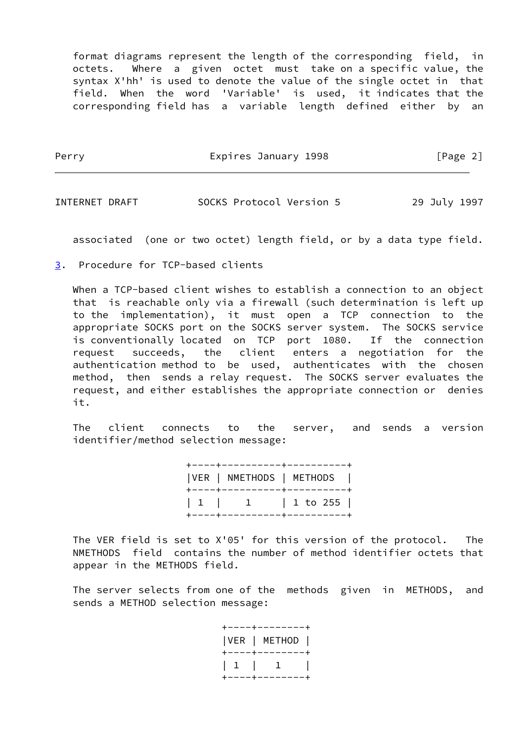format diagrams represent the length of the corresponding field, in octets. Where a given octet must take on a specific value, the syntax X'hh' is used to denote the value of the single octet in that field. When the word 'Variable' is used, it indicates that the corresponding field has a variable length defined either by an associated (one or two octet) length field, or by a data type field.

## 3. Procedure for TCP-based clients

When a TCP-based client wishes to establish a connection to an object that is reachable only via a firewall (such determination is left up to the implementation), it must open a TCP connection to the appropriate SOCKS port on the SOCKS server system. The SOCKS service is conventionally located on TCP port 1080. If the connection request succeeds, the client enters a negotiation for the authentication method to be used, authenticates with the chosen method, then sends a relay request. The SOCKS server evaluates the request, and either establishes the appropriate connection or denies it.

The client connects to the server, and sends a version identifier/method selection message:

```
+----+----------+----------+
|VER | NMETHODS | METHODS  |
+----+----------+----------+
| 1  |    1     | 1 to 255 |
+----+----------+----------+
```

The VER field is set to X'05' for this version of the protocol. The NMETHODS field contains the number of method identifier octets that appear in the METHODS field.

The server selects from one of the methods given in METHODS, and sends a METHOD selection message:

```
+----+--------+
|VER | METHOD |
+----+--------+
| 1  |   1    |
+----+--------+
```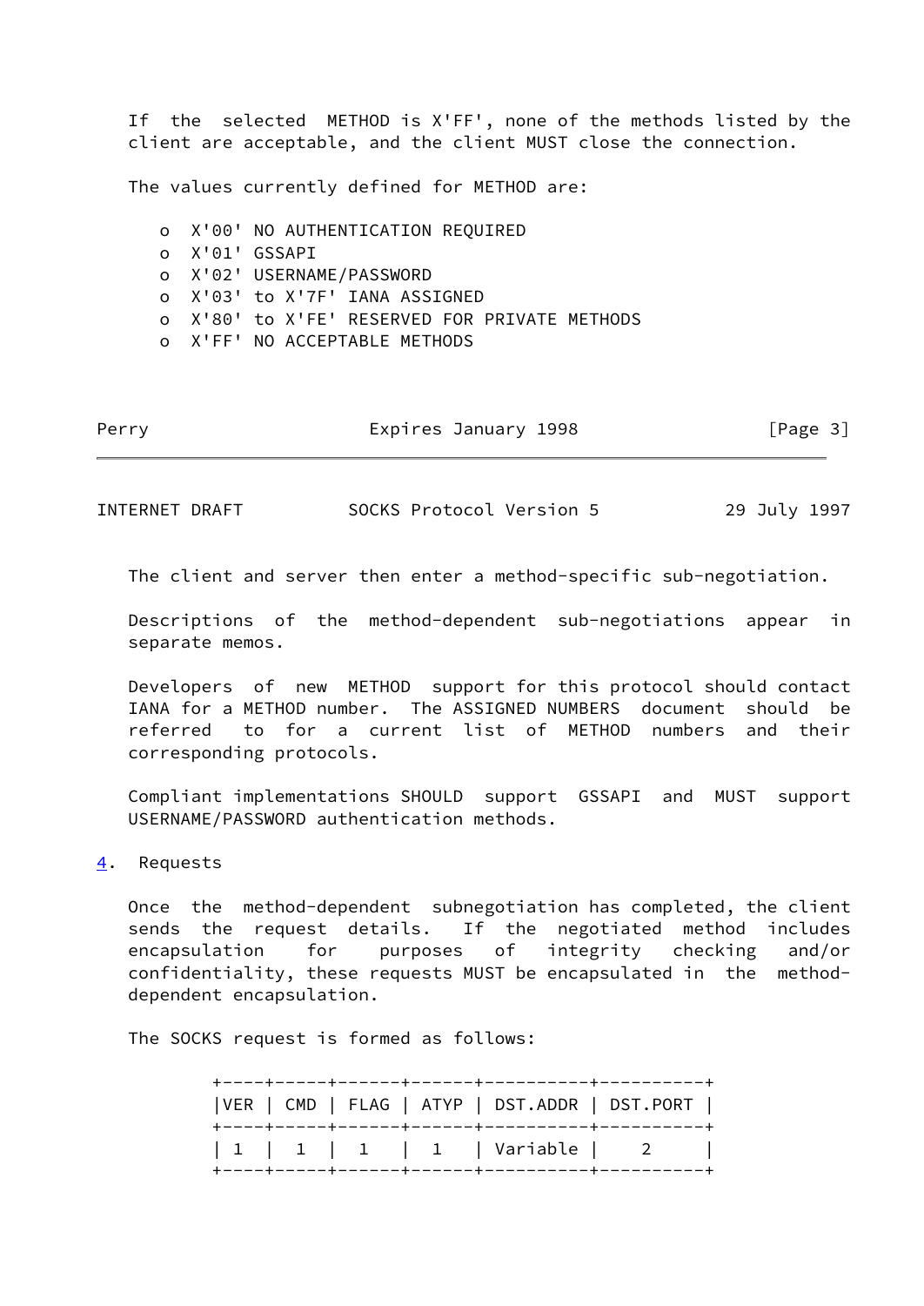If the selected METHOD is X'FF', none of the methods listed by the client are acceptable, and the client MUST close the connection.

The values currently defined for METHOD are:

- X'00' NO AUTHENTICATION REQUIRED
- X'01' GSSAPI
- X'02' USERNAME/PASSWORD
- X'03' to X'7F' IANA ASSIGNED
- X'80' to X'FE' RESERVED FOR PRIVATE METHODS
- X'FF' NO ACCEPTABLE METHODS

The client and server then enter a method-specific sub-negotiation.

Descriptions of the method-dependent sub-negotiations appear in separate memos.

Developers of new METHOD support for this protocol should contact IANA for a METHOD number. The ASSIGNED NUMBERS document should be referred to for a current list of METHOD numbers and their corresponding protocols.

Compliant implementations SHOULD support GSSAPI and MUST support USERNAME/PASSWORD authentication methods.

## 4. Requests

Once the method-dependent subnegotiation has completed, the client sends the request details. If the negotiated method includes encapsulation for purposes of integrity checking and/or confidentiality, these requests MUST be encapsulated in the method-dependent encapsulation.

The SOCKS request is formed as follows:

| VER | CMD | FLAG | ATYP | DST.ADDR | DST.PORT |
|---|---|---|---|---|---|
| 1 | 1 | 1 | 1 | Variable | 2 |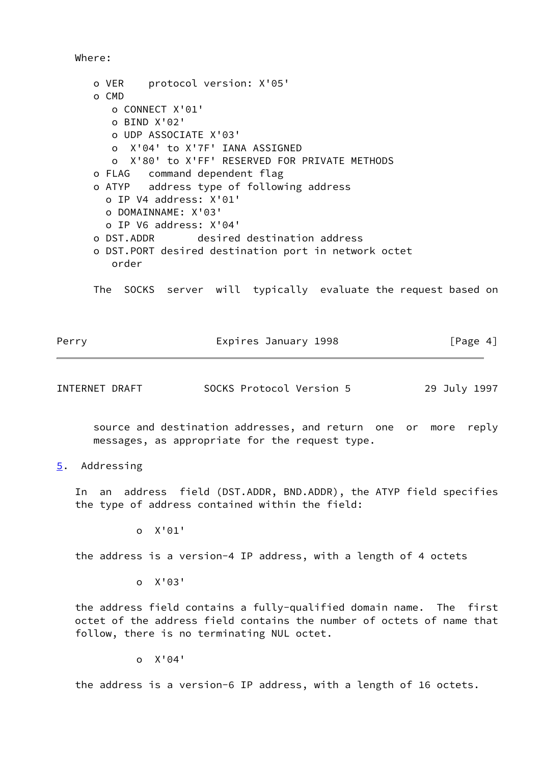Where:

- o VER    protocol version: X'05'
- o CMD
  - o CONNECT X'01'
  - o BIND X'02'
  - o UDP ASSOCIATE X'03'
  - o  X'04' to X'7F' IANA ASSIGNED
  - o  X'80' to X'FF' RESERVED FOR PRIVATE METHODS
- o FLAG   command dependent flag
- o ATYP   address type of following address
  - o IP V4 address: X'01'
  - o DOMAINNAME: X'03'
  - o IP V6 address: X'04'
- o DST.ADDR       desired destination address
- o DST.PORT desired destination port in network octet order

The SOCKS server will typically evaluate the request based on source and destination addresses, and return one or more reply messages, as appropriate for the request type.

## 5. Addressing

In an address field (DST.ADDR, BND.ADDR), the ATYP field specifies the type of address contained within the field:

- o  X'01'

the address is a version-4 IP address, with a length of 4 octets

- o  X'03'

the address field contains a fully-qualified domain name. The first octet of the address field contains the number of octets of name that follow, there is no terminating NUL octet.

- o  X'04'

the address is a version-6 IP address, with a length of 16 octets.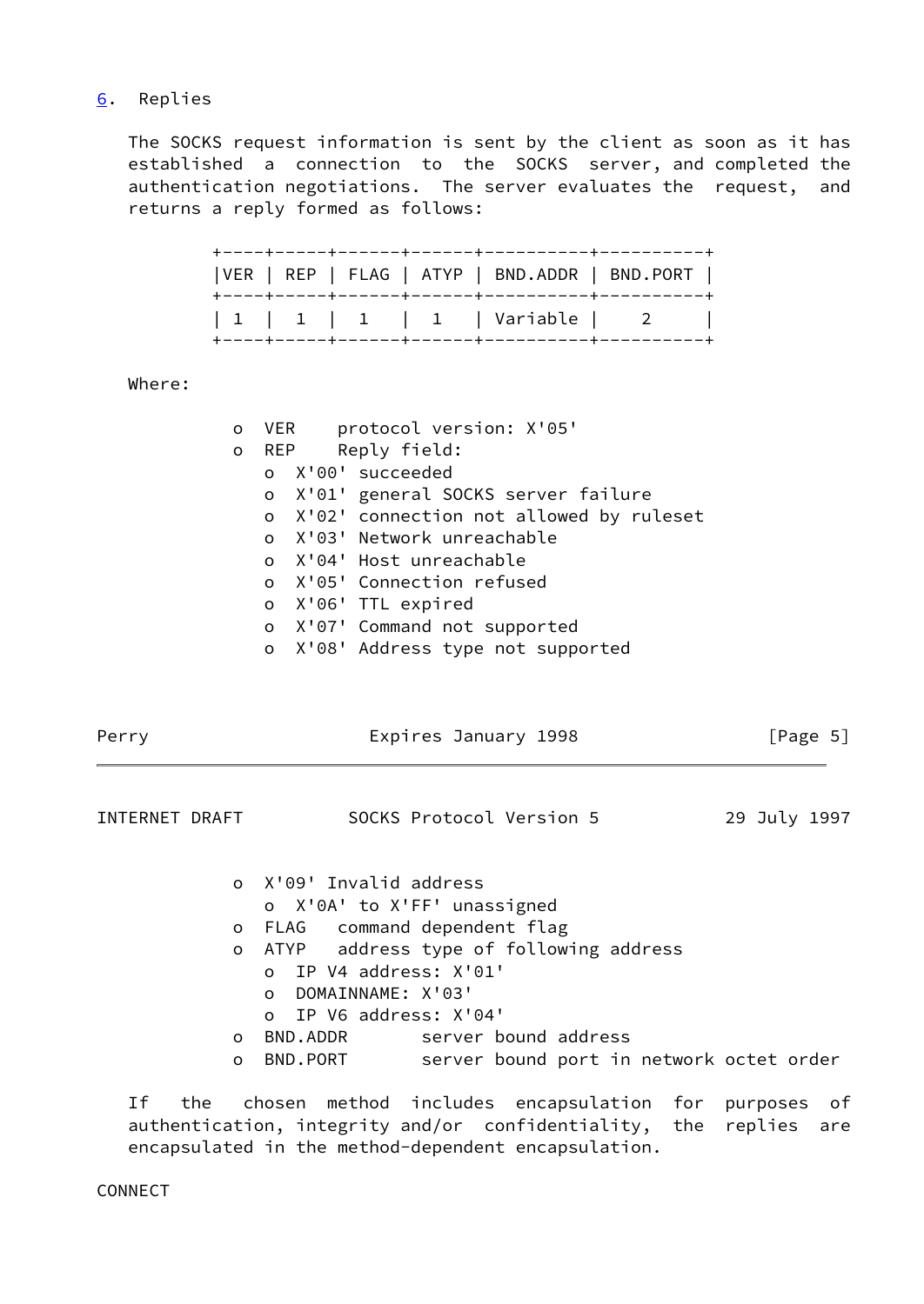## 6. Replies

The SOCKS request information is sent by the client as soon as it has established a connection to the SOCKS server, and completed the authentication negotiations. The server evaluates the request, and returns a reply formed as follows:

| VER | REP | FLAG | ATYP | BND.ADDR | BND.PORT |
|---|---|---|---|---|---|
| 1 | 1 | 1 | 1 | Variable | 2 |

Where:

- o VER protocol version: X'05'
- o REP Reply field:
  - o X'00' succeeded
  - o X'01' general SOCKS server failure
  - o X'02' connection not allowed by ruleset
  - o X'03' Network unreachable
  - o X'04' Host unreachable
  - o X'05' Connection refused
  - o X'06' TTL expired
  - o X'07' Command not supported
  - o X'08' Address type not supported
  - o X'09' Invalid address
  - o X'0A' to X'FF' unassigned
- o FLAG command dependent flag
- o ATYP address type of following address
  - o IP V4 address: X'01'
  - o DOMAINNAME: X'03'
  - o IP V6 address: X'04'
- o BND.ADDR server bound address
- o BND.PORT server bound port in network octet order

If the chosen method includes encapsulation for purposes of authentication, integrity and/or confidentiality, the replies are encapsulated in the method-dependent encapsulation.

CONNECT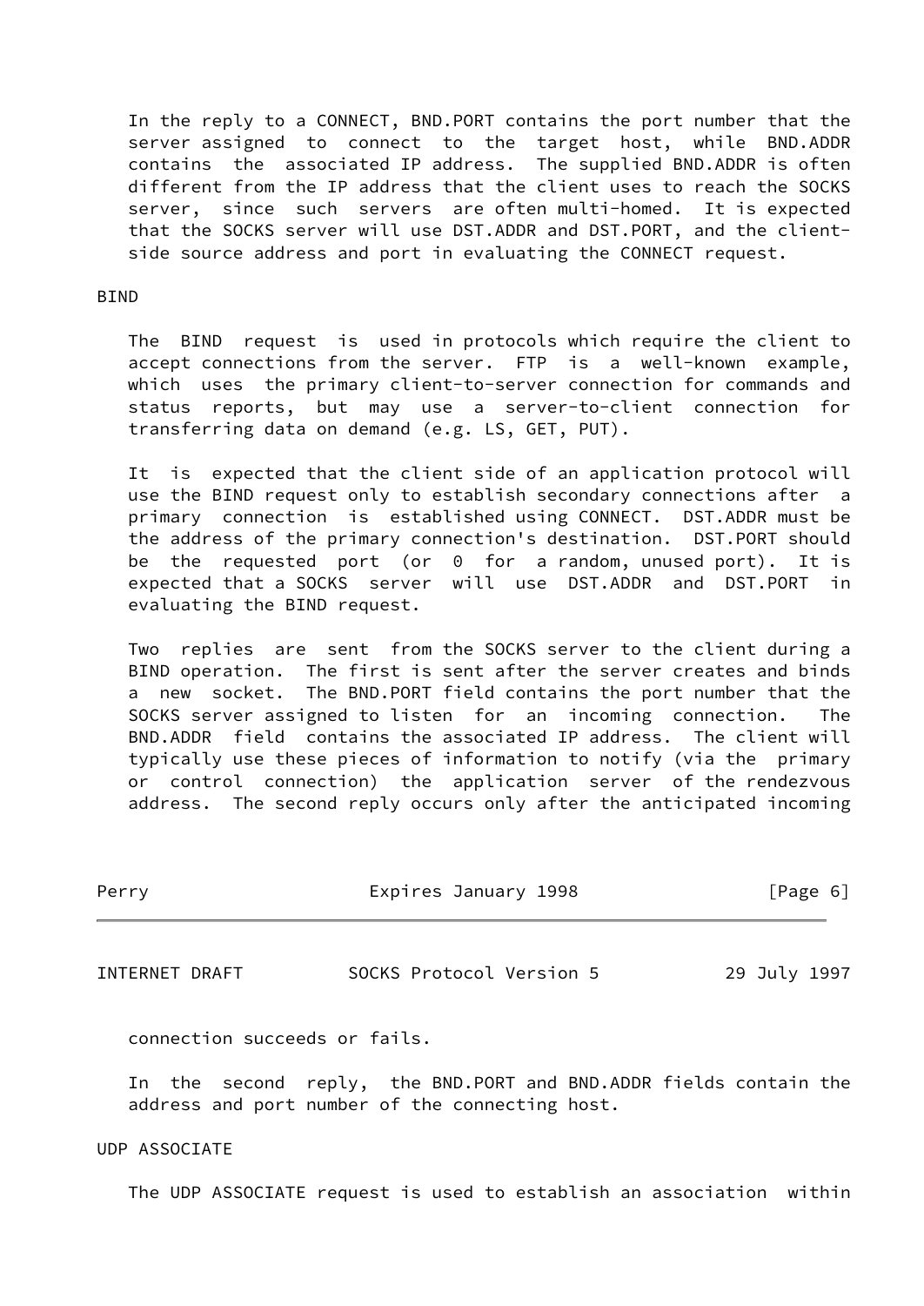In the reply to a CONNECT, BND.PORT contains the port number that the server assigned to connect to the target host, while BND.ADDR contains the associated IP address. The supplied BND.ADDR is often different from the IP address that the client uses to reach the SOCKS server, since such servers are often multi-homed. It is expected that the SOCKS server will use DST.ADDR and DST.PORT, and the client-side source address and port in evaluating the CONNECT request.

BIND

The BIND request is used in protocols which require the client to accept connections from the server. FTP is a well-known example, which uses the primary client-to-server connection for commands and status reports, but may use a server-to-client connection for transferring data on demand (e.g. LS, GET, PUT).

It is expected that the client side of an application protocol will use the BIND request only to establish secondary connections after a primary connection is established using CONNECT. DST.ADDR must be the address of the primary connection's destination. DST.PORT should be the requested port (or 0 for a random, unused port). It is expected that a SOCKS server will use DST.ADDR and DST.PORT in evaluating the BIND request.

Two replies are sent from the SOCKS server to the client during a BIND operation. The first is sent after the server creates and binds a new socket. The BND.PORT field contains the port number that the SOCKS server assigned to listen for an incoming connection. The BND.ADDR field contains the associated IP address. The client will typically use these pieces of information to notify (via the primary or control connection) the application server of the rendezvous address. The second reply occurs only after the anticipated incoming connection succeeds or fails.

In the second reply, the BND.PORT and BND.ADDR fields contain the address and port number of the connecting host.

UDP ASSOCIATE

The UDP ASSOCIATE request is used to establish an association within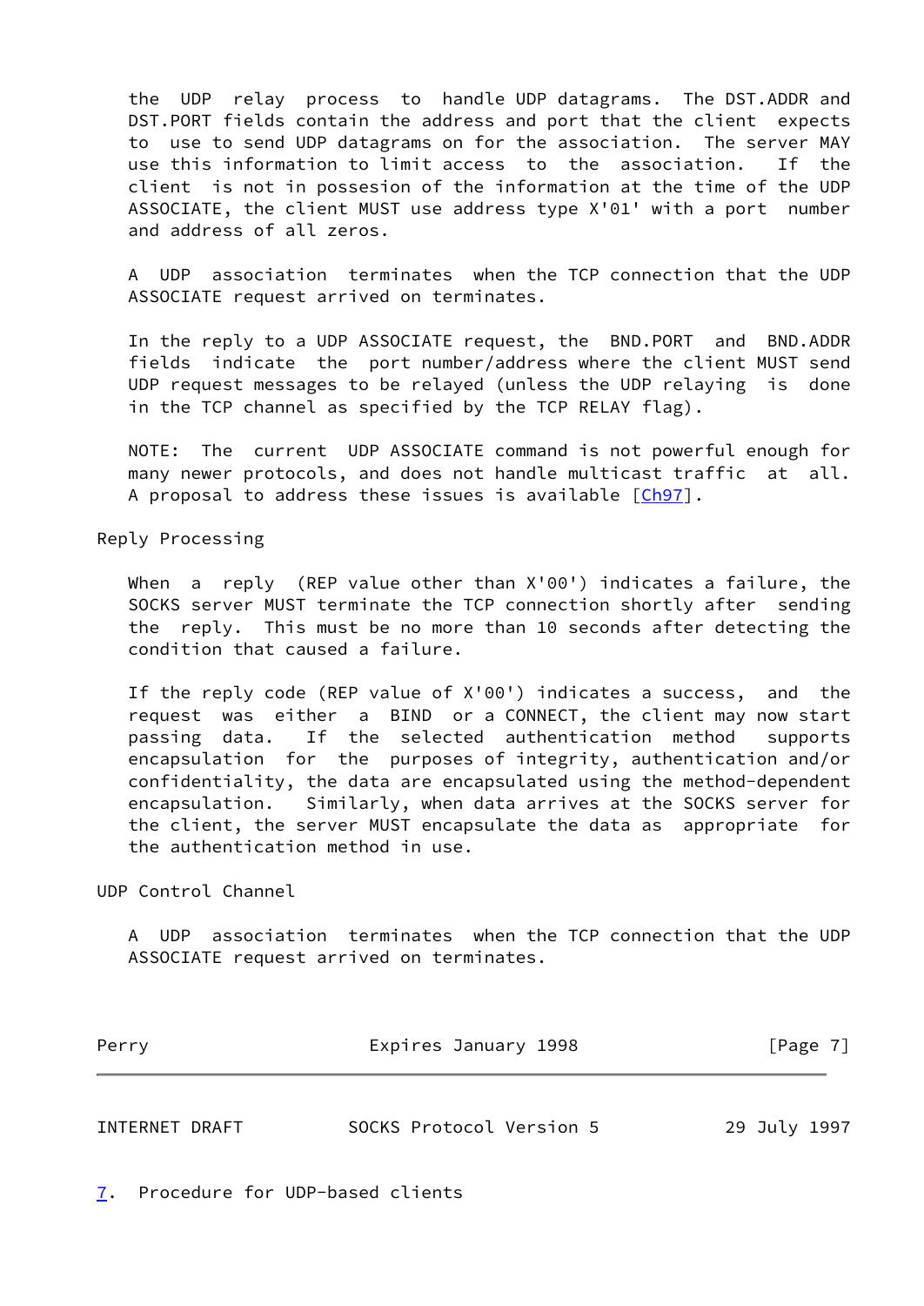the UDP relay process to handle UDP datagrams. The DST.ADDR and DST.PORT fields contain the address and port that the client expects to use to send UDP datagrams on for the association. The server MAY use this information to limit access to the association. If the client is not in possesion of the information at the time of the UDP ASSOCIATE, the client MUST use address type X'01' with a port number and address of all zeros.

A UDP association terminates when the TCP connection that the UDP ASSOCIATE request arrived on terminates.

In the reply to a UDP ASSOCIATE request, the BND.PORT and BND.ADDR fields indicate the port number/address where the client MUST send UDP request messages to be relayed (unless the UDP relaying is done in the TCP channel as specified by the TCP RELAY flag).

NOTE: The current UDP ASSOCIATE command is not powerful enough for many newer protocols, and does not handle multicast traffic at all. A proposal to address these issues is available [Ch97].

Reply Processing

When a reply (REP value other than X'00') indicates a failure, the SOCKS server MUST terminate the TCP connection shortly after sending the reply. This must be no more than 10 seconds after detecting the condition that caused a failure.

If the reply code (REP value of X'00') indicates a success, and the request was either a BIND or a CONNECT, the client may now start passing data. If the selected authentication method supports encapsulation for the purposes of integrity, authentication and/or confidentiality, the data are encapsulated using the method-dependent encapsulation. Similarly, when data arrives at the SOCKS server for the client, the server MUST encapsulate the data as appropriate for the authentication method in use.

UDP Control Channel

A UDP association terminates when the TCP connection that the UDP ASSOCIATE request arrived on terminates.

## 7. Procedure for UDP-based clients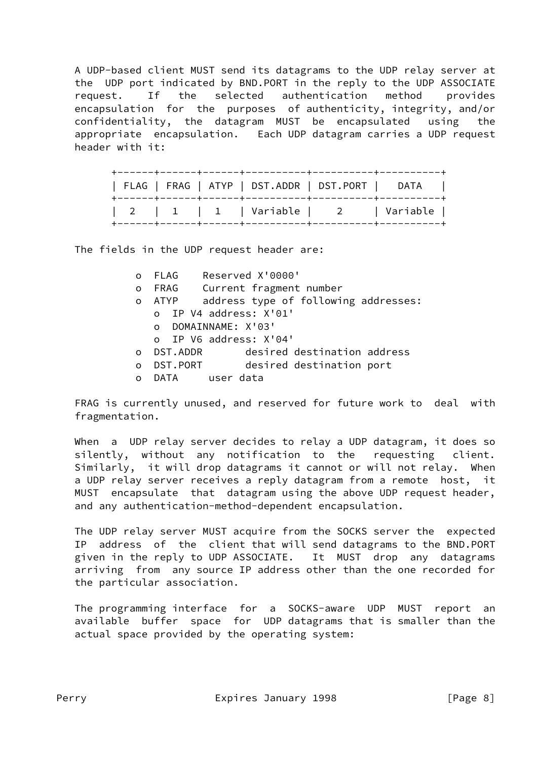A UDP-based client MUST send its datagrams to the UDP relay server at the UDP port indicated by BND.PORT in the reply to the UDP ASSOCIATE request. If the selected authentication method provides encapsulation for the purposes of authenticity, integrity, and/or confidentiality, the datagram MUST be encapsulated using the appropriate encapsulation. Each UDP datagram carries a UDP request header with it:

| FLAG | FRAG | ATYP | DST.ADDR | DST.PORT | DATA |
|---|---|---|---|---|---|
| 2 | 1 | 1 | Variable | 2 | Variable |

The fields in the UDP request header are:

- o FLAG Reserved X'0000'
- o FRAG Current fragment number
- o ATYP address type of following addresses:
  - o IP V4 address: X'01'
  - o DOMAINNAME: X'03'
  - o IP V6 address: X'04'
- o DST.ADDR desired destination address
- o DST.PORT desired destination port
- o DATA user data

FRAG is currently unused, and reserved for future work to deal with fragmentation.

When a UDP relay server decides to relay a UDP datagram, it does so silently, without any notification to the requesting client. Similarly, it will drop datagrams it cannot or will not relay. When a UDP relay server receives a reply datagram from a remote host, it MUST encapsulate that datagram using the above UDP request header, and any authentication-method-dependent encapsulation.

The UDP relay server MUST acquire from the SOCKS server the expected IP address of the client that will send datagrams to the BND.PORT given in the reply to UDP ASSOCIATE. It MUST drop any datagrams arriving from any source IP address other than the one recorded for the particular association.

The programming interface for a SOCKS-aware UDP MUST report an available buffer space for UDP datagrams that is smaller than the actual space provided by the operating system: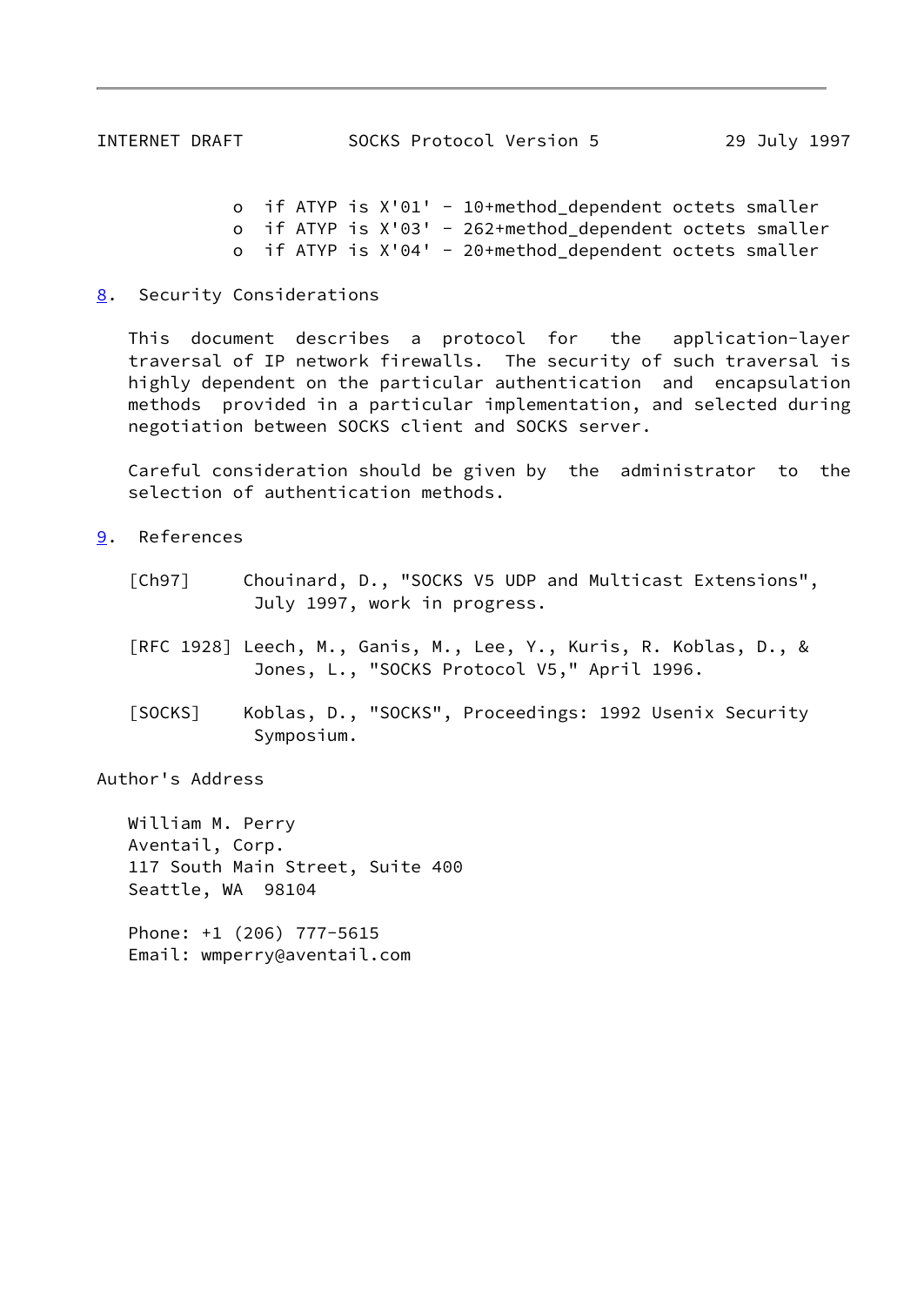- if ATYP is X'01' - 10+method_dependent octets smaller
- if ATYP is X'03' - 262+method_dependent octets smaller
- if ATYP is X'04' - 20+method_dependent octets smaller

## 8. Security Considerations

This document describes a protocol for the application-layer traversal of IP network firewalls. The security of such traversal is highly dependent on the particular authentication and encapsulation methods provided in a particular implementation, and selected during negotiation between SOCKS client and SOCKS server.

Careful consideration should be given by the administrator to the selection of authentication methods.

## 9. References

[Ch97] Chouinard, D., "SOCKS V5 UDP and Multicast Extensions", July 1997, work in progress.

[RFC 1928] Leech, M., Ganis, M., Lee, Y., Kuris, R. Koblas, D., & Jones, L., "SOCKS Protocol V5," April 1996.

[SOCKS] Koblas, D., "SOCKS", Proceedings: 1992 Usenix Security Symposium.

## Author's Address

William M. Perry
Aventail, Corp.
117 South Main Street, Suite 400
Seattle, WA 98104

Phone: +1 (206) 777-5615
Email: wmperry@aventail.com